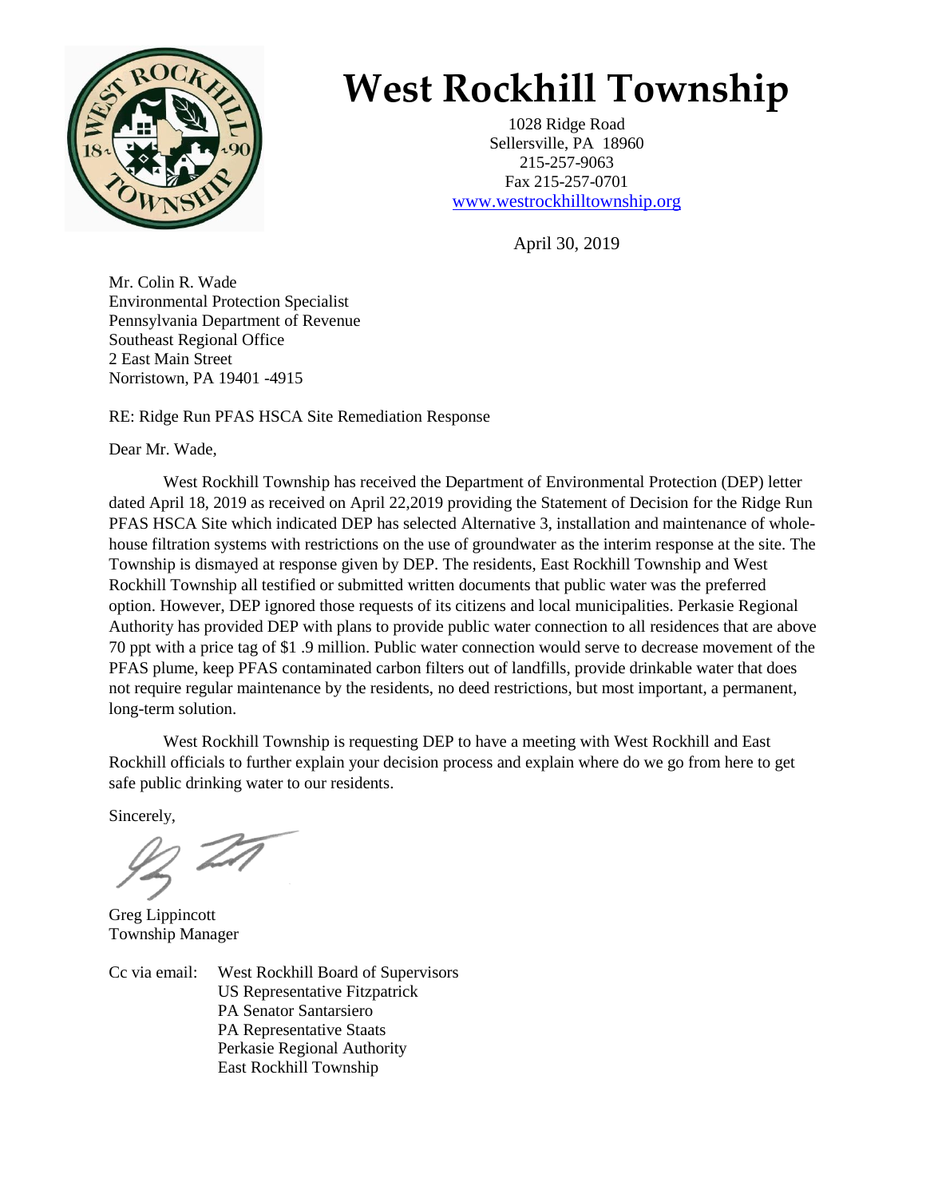# West Rockhill Township

1028 Ridge Road
Sellersville, PA 18960
215-257-9063
Fax 215-257-0701
www.westrockhilltownship.org

April 30, 2019

Mr. Colin R. Wade
Environmental Protection Specialist
Pennsylvania Department of Revenue
Southeast Regional Office
2 East Main Street
Norristown, PA 19401 -4915

RE: Ridge Run PFAS HSCA Site Remediation Response

Dear Mr. Wade,

West Rockhill Township has received the Department of Environmental Protection (DEP) letter dated April 18, 2019 as received on April 22,2019 providing the Statement of Decision for the Ridge Run PFAS HSCA Site which indicated DEP has selected Alternative 3, installation and maintenance of whole-house filtration systems with restrictions on the use of groundwater as the interim response at the site. The Township is dismayed at response given by DEP. The residents, East Rockhill Township and West Rockhill Township all testified or submitted written documents that public water was the preferred option. However, DEP ignored those requests of its citizens and local municipalities. Perkasie Regional Authority has provided DEP with plans to provide public water connection to all residences that are above 70 ppt with a price tag of $1 .9 million. Public water connection would serve to decrease movement of the PFAS plume, keep PFAS contaminated carbon filters out of landfills, provide drinkable water that does not require regular maintenance by the residents, no deed restrictions, but most important, a permanent, long-term solution.

West Rockhill Township is requesting DEP to have a meeting with West Rockhill and East Rockhill officials to further explain your decision process and explain where do we go from here to get safe public drinking water to our residents.

Sincerely,

Greg Lippincott
Township Manager

Cc via email: West Rockhill Board of Supervisors
US Representative Fitzpatrick
PA Senator Santarsiero
PA Representative Staats
Perkasie Regional Authority
East Rockhill Township